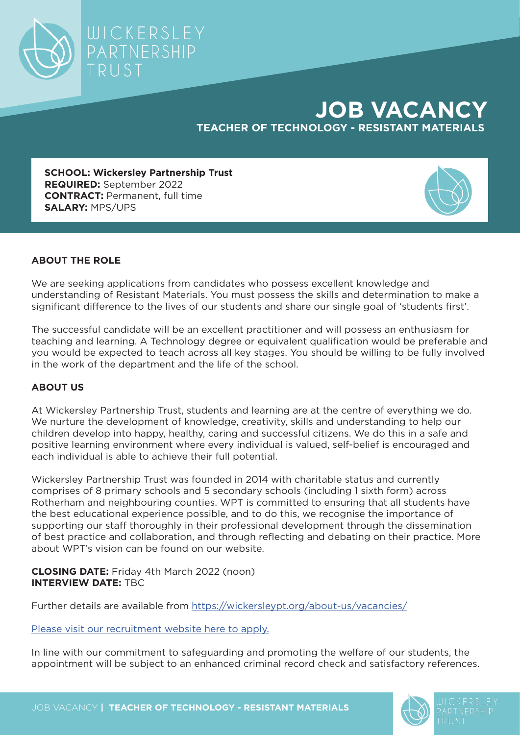WICKERSLEY PARTNERSHIP TRUST

# JOB VACANCY

## TEACHER OF TECHNOLOGY - RESISTANT MATERIALS

**SCHOOL: Wickersley Partnership Trust**
**REQUIRED:** September 2022
**CONTRACT:** Permanent, full time
**SALARY:** MPS/UPS

### ABOUT THE ROLE

We are seeking applications from candidates who possess excellent knowledge and understanding of Resistant Materials. You must possess the skills and determination to make a significant difference to the lives of our students and share our single goal of 'students first'.

The successful candidate will be an excellent practitioner and will possess an enthusiasm for teaching and learning. A Technology degree or equivalent qualification would be preferable and you would be expected to teach across all key stages. You should be willing to be fully involved in the work of the department and the life of the school.

### ABOUT US

At Wickersley Partnership Trust, students and learning are at the centre of everything we do. We nurture the development of knowledge, creativity, skills and understanding to help our children develop into happy, healthy, caring and successful citizens. We do this in a safe and positive learning environment where every individual is valued, self-belief is encouraged and each individual is able to achieve their full potential.

Wickersley Partnership Trust was founded in 2014 with charitable status and currently comprises of 8 primary schools and 5 secondary schools (including 1 sixth form) across Rotherham and neighbouring counties. WPT is committed to ensuring that all students have the best educational experience possible, and to do this, we recognise the importance of supporting our staff thoroughly in their professional development through the dissemination of best practice and collaboration, and through reflecting and debating on their practice. More about WPT's vision can be found on our website.

**CLOSING DATE:** Friday 4th March 2022 (noon)
**INTERVIEW DATE:** TBC

Further details are available from https://wickersleypt.org/about-us/vacancies/

Please visit our recruitment website here to apply.

In line with our commitment to safeguarding and promoting the welfare of our students, the appointment will be subject to an enhanced criminal record check and satisfactory references.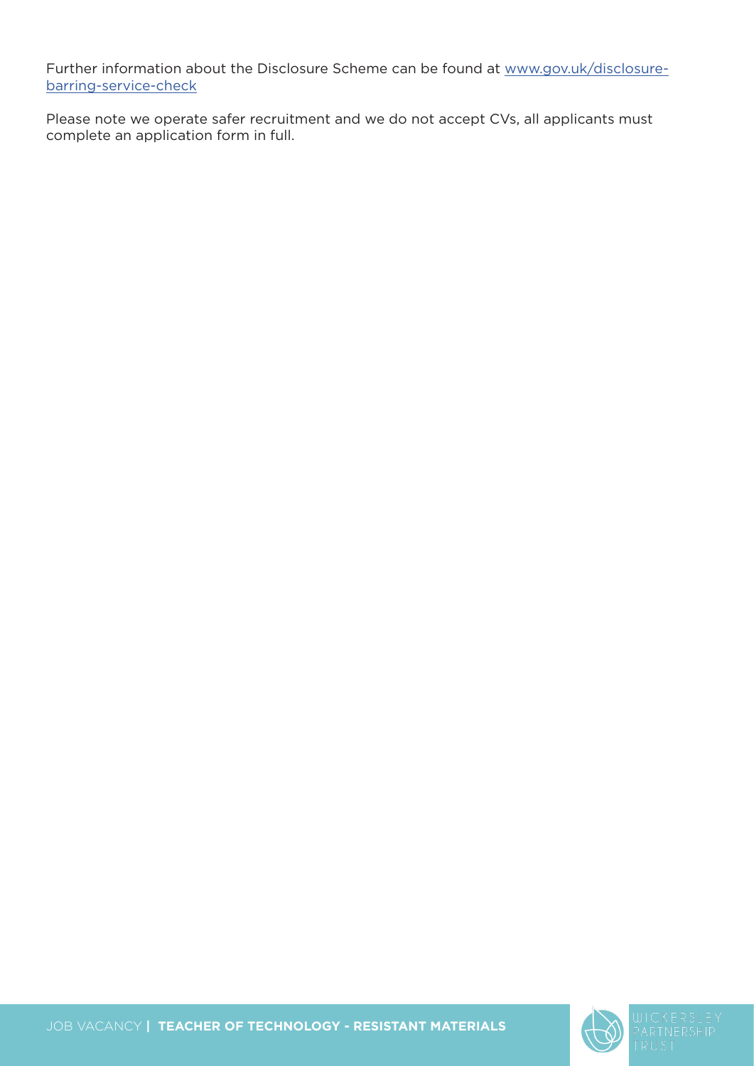Further information about the Disclosure Scheme can be found at [www.gov.uk/disclosure-barring-service-check](http://www.gov.uk/disclosure-barring-service-check)

Please note we operate safer recruitment and we do not accept CVs, all applicants must complete an application form in full.